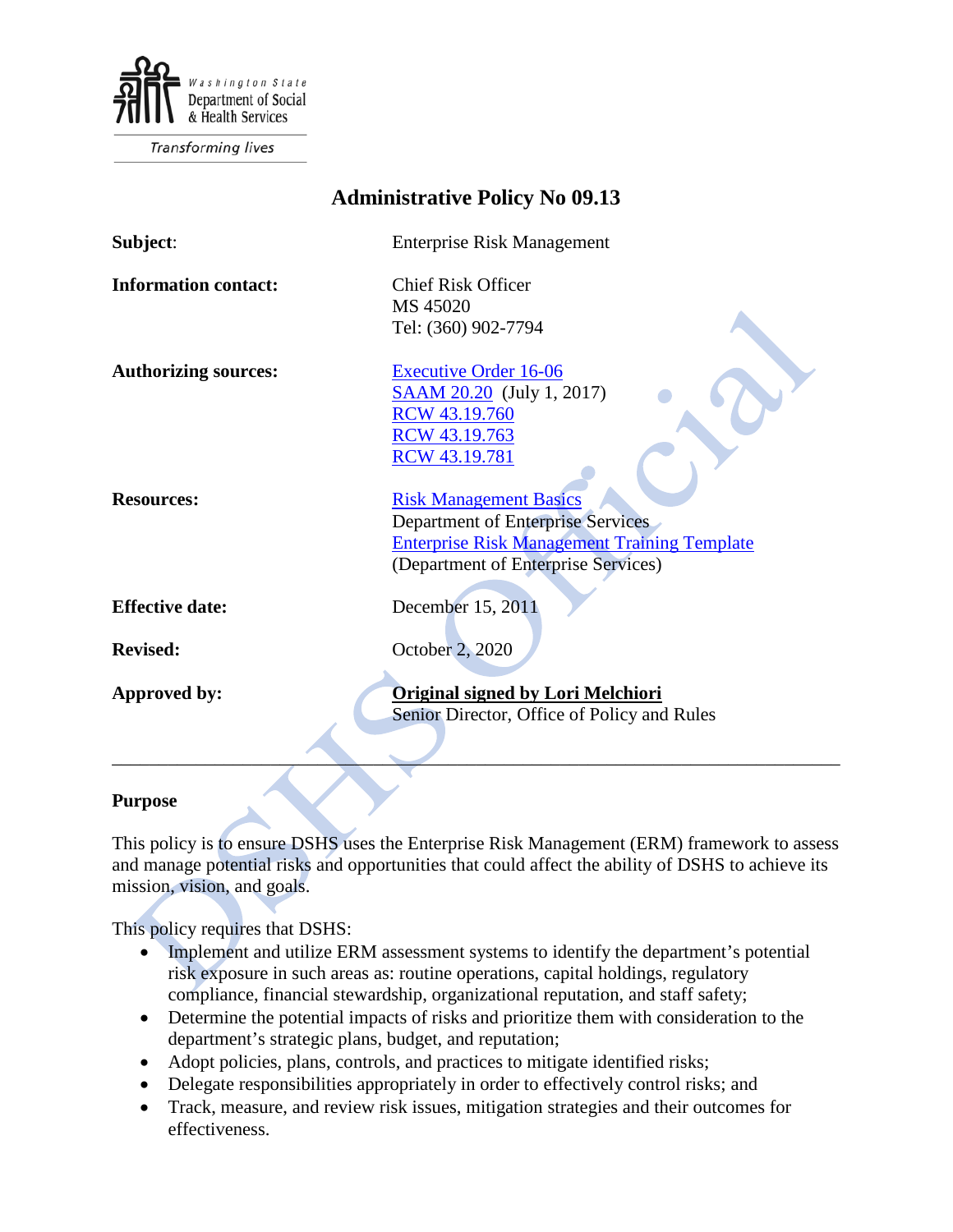Washington State Department of Social & Health Services

Transforming lives

# Administrative Policy No 09.13

**Subject**: Enterprise Risk Management

**Information contact:** Chief Risk Officer
MS 45020
Tel: (360) 902-7794

**Authorizing sources:** Executive Order 16-06
SAAM 20.20 (July 1, 2017)
RCW 43.19.760
RCW 43.19.763
RCW 43.19.781

**Resources:** Risk Management Basics
Department of Enterprise Services
Enterprise Risk Management Training Template
(Department of Enterprise Services)

**Effective date:** December 15, 2011

**Revised:** October 2, 2020

**Approved by:** **Original signed by Lori Melchiori**
Senior Director, Office of Policy and Rules

---

## Purpose

This policy is to ensure DSHS uses the Enterprise Risk Management (ERM) framework to assess and manage potential risks and opportunities that could affect the ability of DSHS to achieve its mission, vision, and goals.

This policy requires that DSHS:

- Implement and utilize ERM assessment systems to identify the department's potential risk exposure in such areas as: routine operations, capital holdings, regulatory compliance, financial stewardship, organizational reputation, and staff safety;
- Determine the potential impacts of risks and prioritize them with consideration to the department's strategic plans, budget, and reputation;
- Adopt policies, plans, controls, and practices to mitigate identified risks;
- Delegate responsibilities appropriately in order to effectively control risks; and
- Track, measure, and review risk issues, mitigation strategies and their outcomes for effectiveness.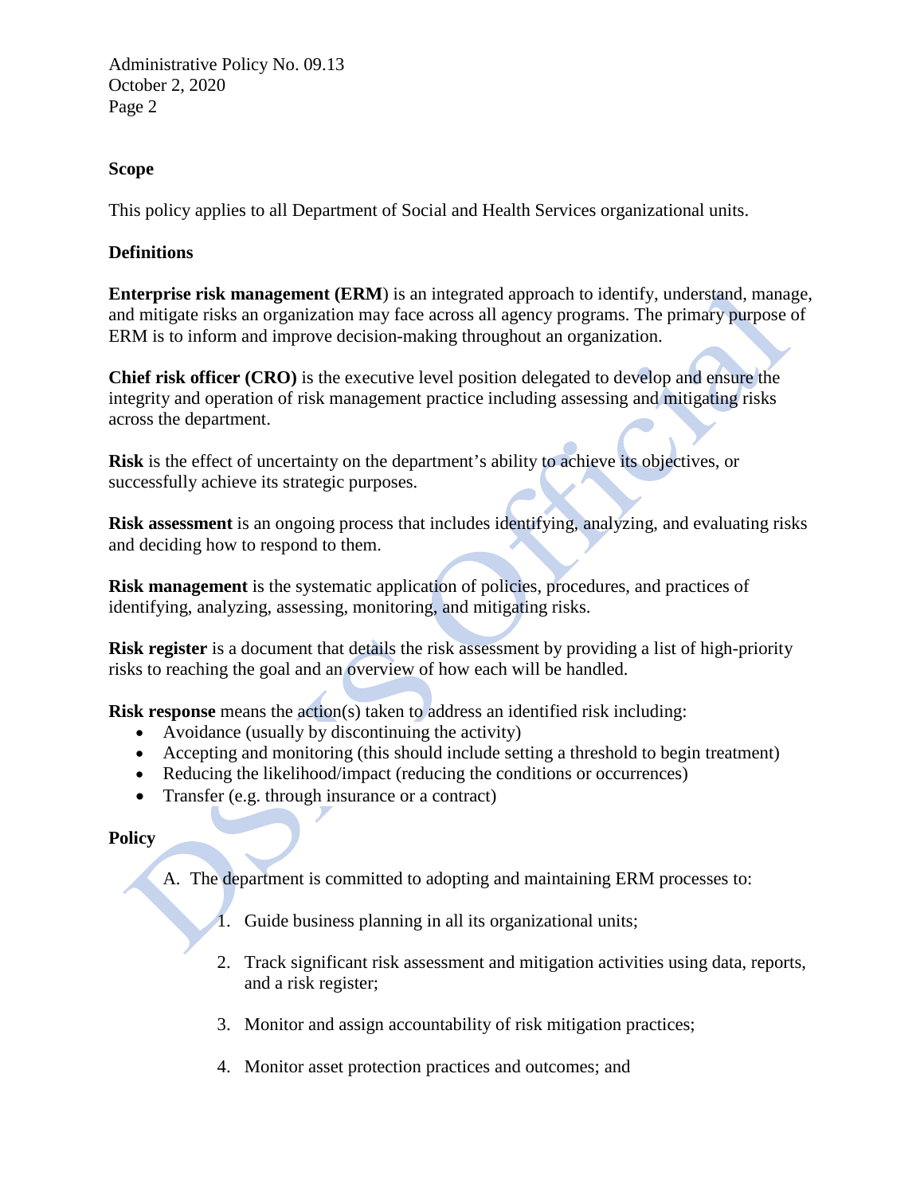## Scope

This policy applies to all Department of Social and Health Services organizational units.

## Definitions

**Enterprise risk management (ERM)** is an integrated approach to identify, understand, manage, and mitigate risks an organization may face across all agency programs. The primary purpose of ERM is to inform and improve decision-making throughout an organization.

**Chief risk officer (CRO)** is the executive level position delegated to develop and ensure the integrity and operation of risk management practice including assessing and mitigating risks across the department.

**Risk** is the effect of uncertainty on the department's ability to achieve its objectives, or successfully achieve its strategic purposes.

**Risk assessment** is an ongoing process that includes identifying, analyzing, and evaluating risks and deciding how to respond to them.

**Risk management** is the systematic application of policies, procedures, and practices of identifying, analyzing, assessing, monitoring, and mitigating risks.

**Risk register** is a document that details the risk assessment by providing a list of high-priority risks to reaching the goal and an overview of how each will be handled.

**Risk response** means the action(s) taken to address an identified risk including:

- Avoidance (usually by discontinuing the activity)
- Accepting and monitoring (this should include setting a threshold to begin treatment)
- Reducing the likelihood/impact (reducing the conditions or occurrences)
- Transfer (e.g. through insurance or a contract)

## Policy

A. The department is committed to adopting and maintaining ERM processes to:

1. Guide business planning in all its organizational units;
2. Track significant risk assessment and mitigation activities using data, reports, and a risk register;
3. Monitor and assign accountability of risk mitigation practices;
4. Monitor asset protection practices and outcomes; and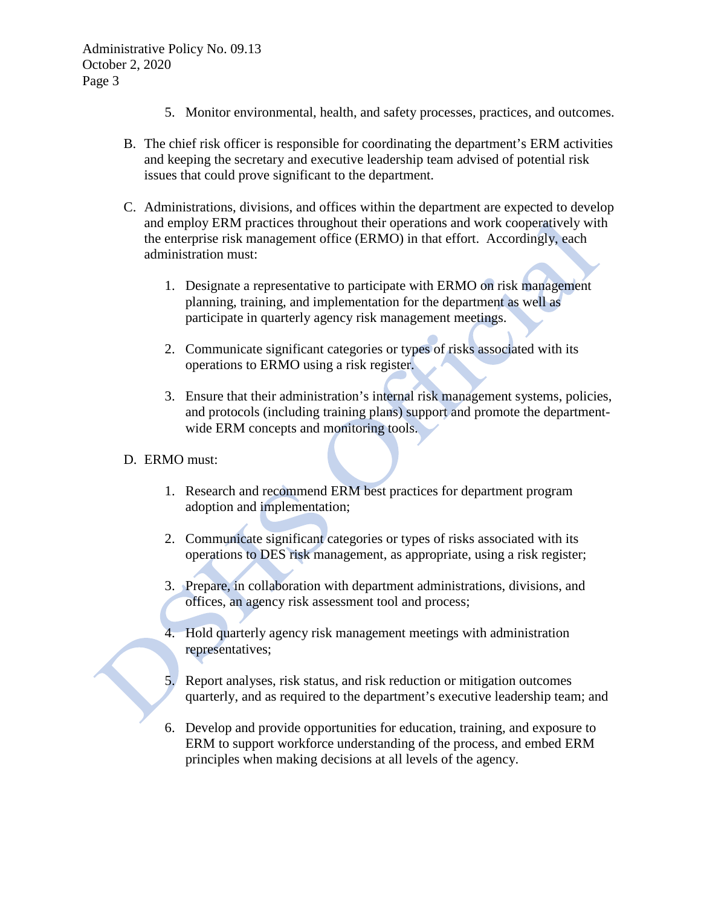5. Monitor environmental, health, and safety processes, practices, and outcomes.

B. The chief risk officer is responsible for coordinating the department's ERM activities and keeping the secretary and executive leadership team advised of potential risk issues that could prove significant to the department.

C. Administrations, divisions, and offices within the department are expected to develop and employ ERM practices throughout their operations and work cooperatively with the enterprise risk management office (ERMO) in that effort. Accordingly, each administration must:

   1. Designate a representative to participate with ERMO on risk management planning, training, and implementation for the department as well as participate in quarterly agency risk management meetings.

   2. Communicate significant categories or types of risks associated with its operations to ERMO using a risk register.

   3. Ensure that their administration's internal risk management systems, policies, and protocols (including training plans) support and promote the department-wide ERM concepts and monitoring tools.

D. ERMO must:

   1. Research and recommend ERM best practices for department program adoption and implementation;

   2. Communicate significant categories or types of risks associated with its operations to DES risk management, as appropriate, using a risk register;

   3. Prepare, in collaboration with department administrations, divisions, and offices, an agency risk assessment tool and process;

   4. Hold quarterly agency risk management meetings with administration representatives;

   5. Report analyses, risk status, and risk reduction or mitigation outcomes quarterly, and as required to the department's executive leadership team; and

   6. Develop and provide opportunities for education, training, and exposure to ERM to support workforce understanding of the process, and embed ERM principles when making decisions at all levels of the agency.